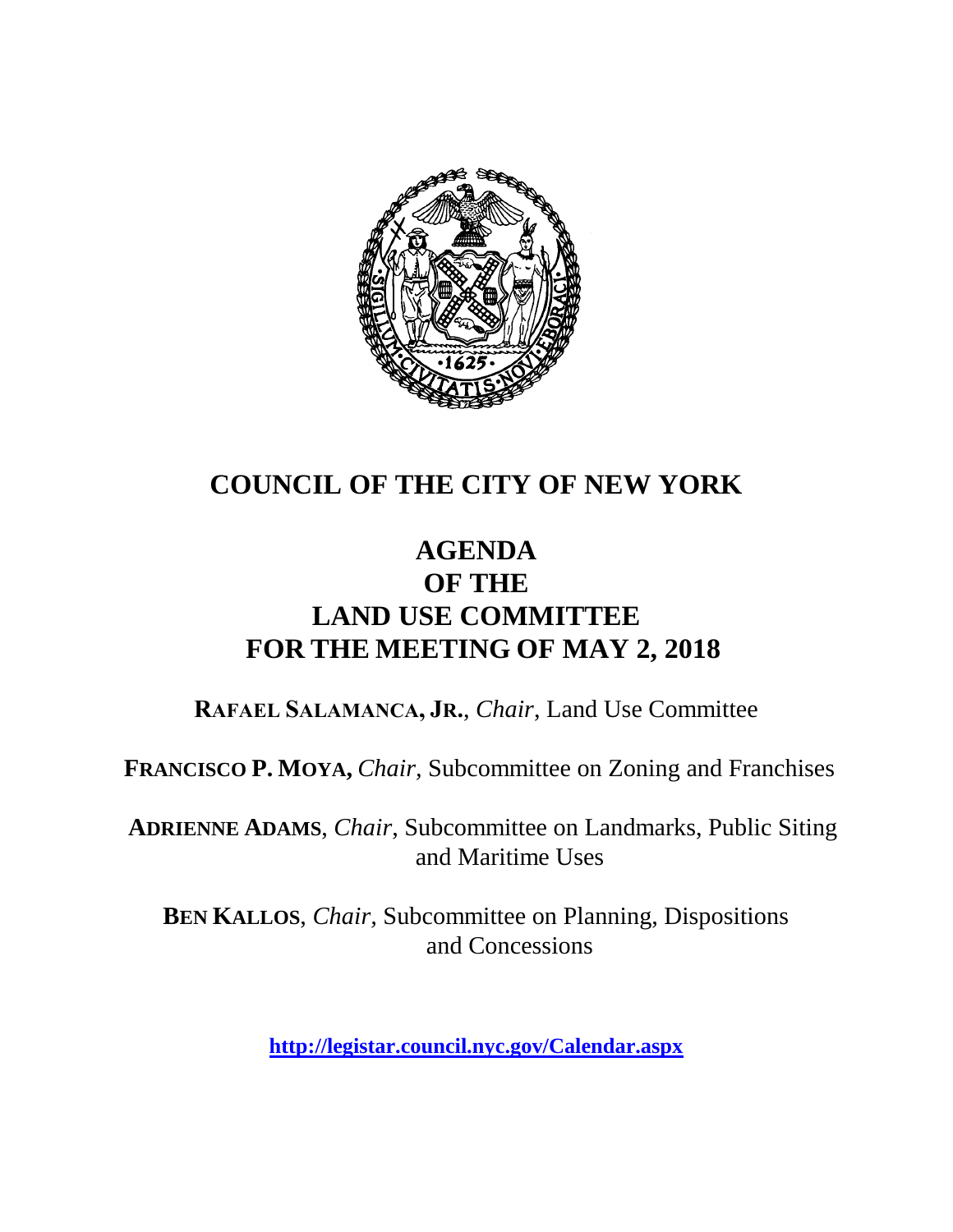# COUNCIL OF THE CITY OF NEW YORK

## AGENDA
## OF THE
## LAND USE COMMITTEE
## FOR THE MEETING OF MAY 2, 2018

**RAFAEL SALAMANCA, JR.**, *Chair*, Land Use Committee

**FRANCISCO P. MOYA,** *Chair,* Subcommittee on Zoning and Franchises

**ADRIENNE ADAMS**, *Chair*, Subcommittee on Landmarks, Public Siting and Maritime Uses

**BEN KALLOS**, *Chair*, Subcommittee on Planning, Dispositions and Concessions

**http://legistar.council.nyc.gov/Calendar.aspx**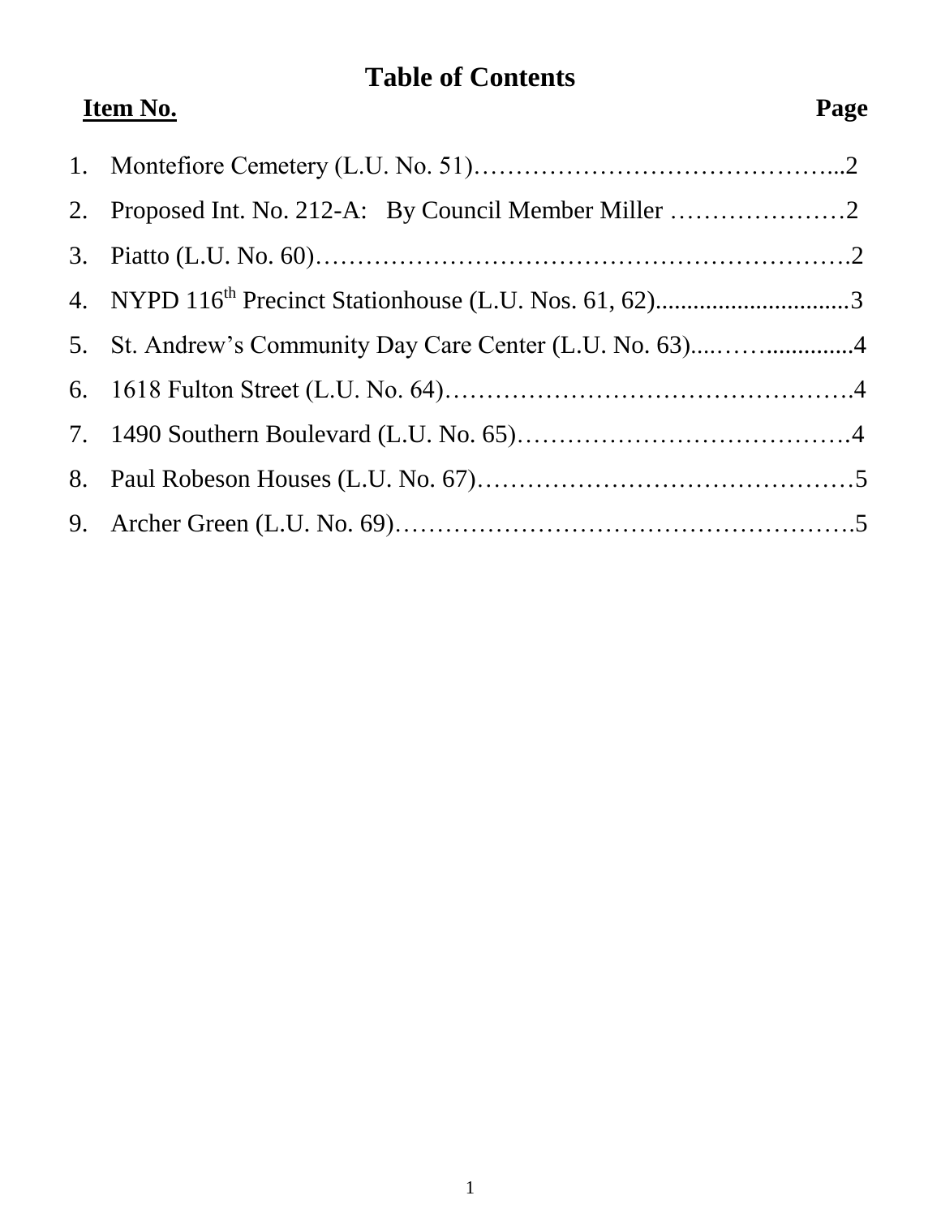# Table of Contents

| Item No. | Page |
|---|---|
| 1. Montefiore Cemetery (L.U. No. 51) | 2 |
| 2. Proposed Int. No. 212-A: By Council Member Miller | 2 |
| 3. Piatto (L.U. No. 60) | 2 |
| 4. NYPD 116th Precinct Stationhouse (L.U. Nos. 61, 62) | 3 |
| 5. St. Andrew's Community Day Care Center (L.U. No. 63) | 4 |
| 6. 1618 Fulton Street (L.U. No. 64) | 4 |
| 7. 1490 Southern Boulevard (L.U. No. 65) | 4 |
| 8. Paul Robeson Houses (L.U. No. 67) | 5 |
| 9. Archer Green (L.U. No. 69) | 5 |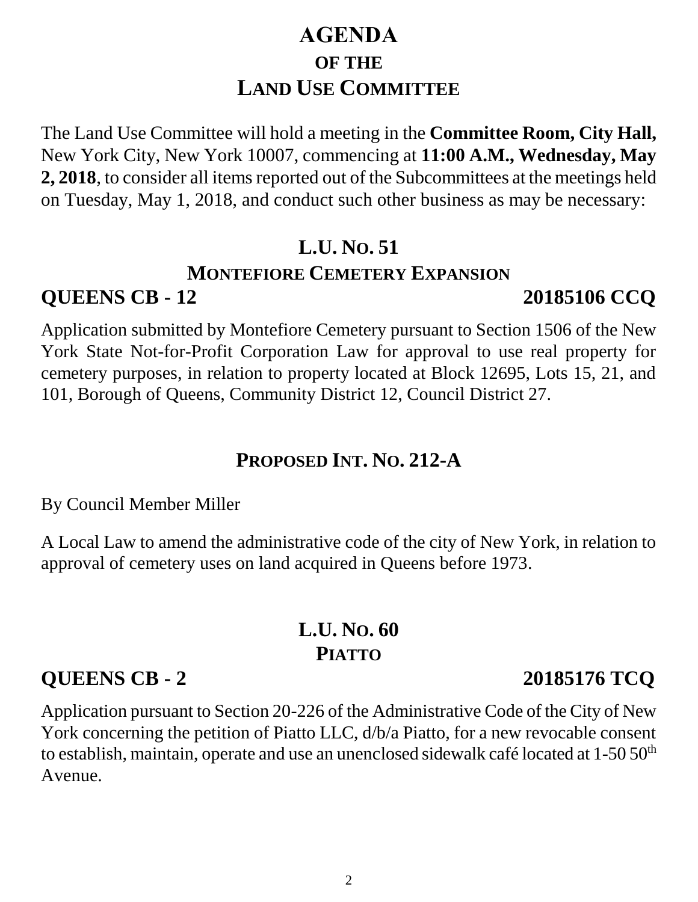# AGENDA
## OF THE
## LAND USE COMMITTEE

The Land Use Committee will hold a meeting in the **Committee Room, City Hall,** New York City, New York 10007, commencing at **11:00 A.M., Wednesday, May 2, 2018**, to consider all items reported out of the Subcommittees at the meetings held on Tuesday, May 1, 2018, and conduct such other business as may be necessary:

## L.U. NO. 51
### MONTEFIORE CEMETERY EXPANSION

**QUEENS CB - 12** **20185106 CCQ**

Application submitted by Montefiore Cemetery pursuant to Section 1506 of the New York State Not-for-Profit Corporation Law for approval to use real property for cemetery purposes, in relation to property located at Block 12695, Lots 15, 21, and 101, Borough of Queens, Community District 12, Council District 27.

## PROPOSED INT. NO. 212-A

By Council Member Miller

A Local Law to amend the administrative code of the city of New York, in relation to approval of cemetery uses on land acquired in Queens before 1973.

## L.U. NO. 60
### PIATTO

**QUEENS CB - 2** **20185176 TCQ**

Application pursuant to Section 20-226 of the Administrative Code of the City of New York concerning the petition of Piatto LLC, d/b/a Piatto, for a new revocable consent to establish, maintain, operate and use an unenclosed sidewalk café located at 1-50 50th Avenue.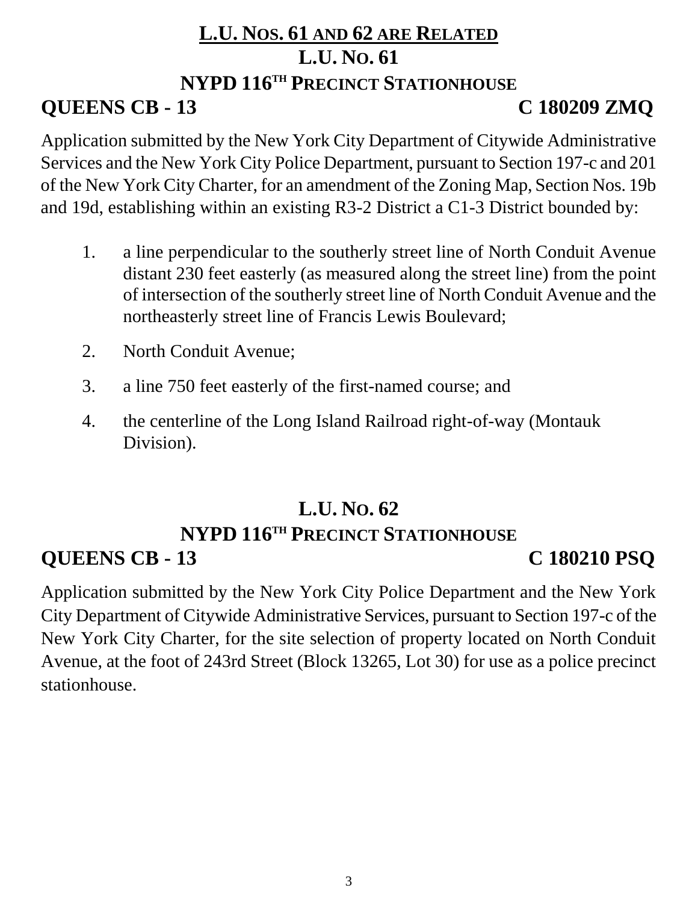## L.U. NOS. 61 AND 62 ARE RELATED

## L.U. NO. 61

## NYPD 116TH PRECINCT STATIONHOUSE

**QUEENS CB - 13** **C 180209 ZMQ**

Application submitted by the New York City Department of Citywide Administrative Services and the New York City Police Department, pursuant to Section 197-c and 201 of the New York City Charter, for an amendment of the Zoning Map, Section Nos. 19b and 19d, establishing within an existing R3-2 District a C1-3 District bounded by:

1. a line perpendicular to the southerly street line of North Conduit Avenue distant 230 feet easterly (as measured along the street line) from the point of intersection of the southerly street line of North Conduit Avenue and the northeasterly street line of Francis Lewis Boulevard;
2. North Conduit Avenue;
3. a line 750 feet easterly of the first-named course; and
4. the centerline of the Long Island Railroad right-of-way (Montauk Division).

## L.U. NO. 62

## NYPD 116TH PRECINCT STATIONHOUSE

**QUEENS CB - 13** **C 180210 PSQ**

Application submitted by the New York City Police Department and the New York City Department of Citywide Administrative Services, pursuant to Section 197-c of the New York City Charter, for the site selection of property located on North Conduit Avenue, at the foot of 243rd Street (Block 13265, Lot 30) for use as a police precinct stationhouse.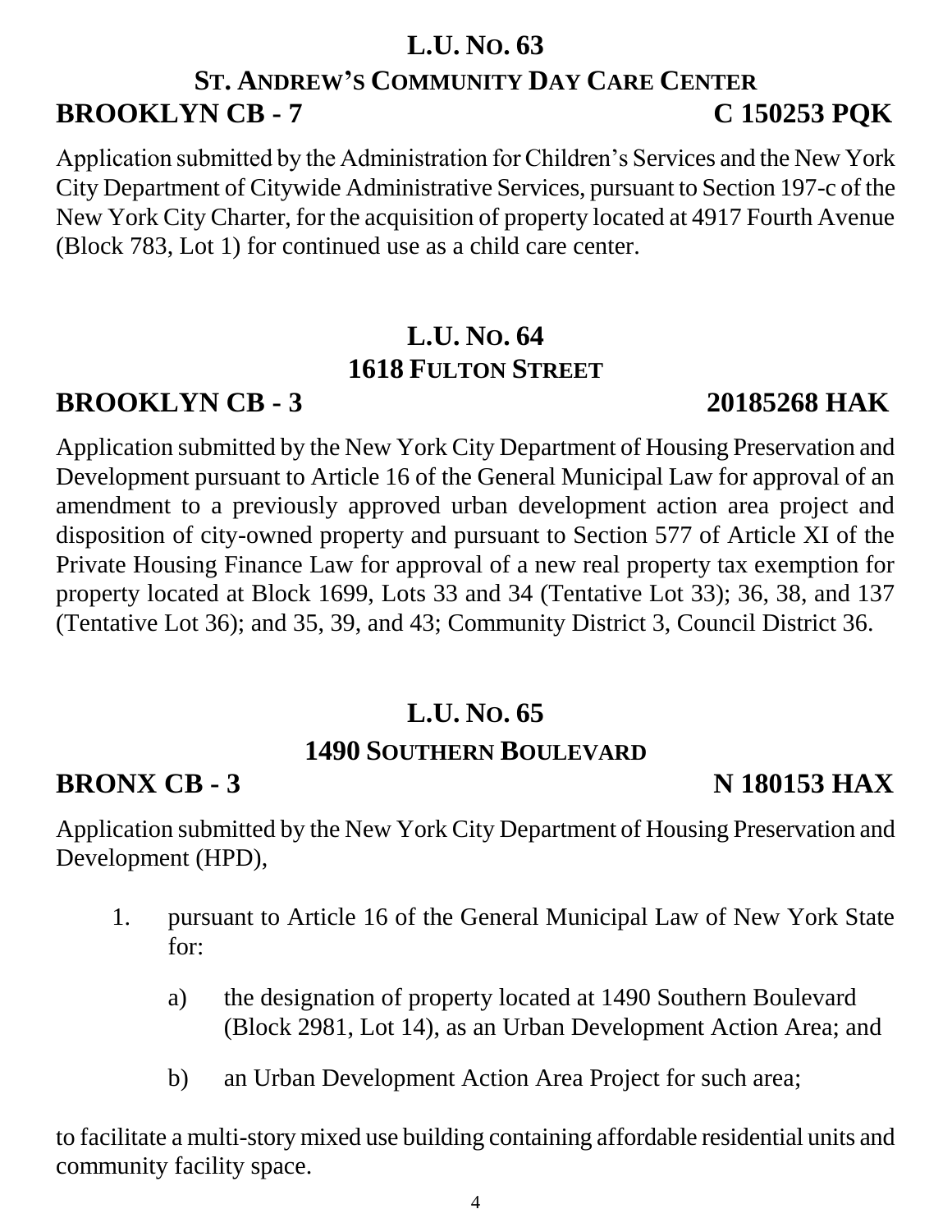## L.U. No. 63

### St. Andrew's Community Day Care Center

**BROOKLYN CB - 7** **C 150253 PQK**

Application submitted by the Administration for Children's Services and the New York City Department of Citywide Administrative Services, pursuant to Section 197-c of the New York City Charter, for the acquisition of property located at 4917 Fourth Avenue (Block 783, Lot 1) for continued use as a child care center.

## L.U. No. 64

### 1618 Fulton Street

**BROOKLYN CB - 3** **20185268 HAK**

Application submitted by the New York City Department of Housing Preservation and Development pursuant to Article 16 of the General Municipal Law for approval of an amendment to a previously approved urban development action area project and disposition of city-owned property and pursuant to Section 577 of Article XI of the Private Housing Finance Law for approval of a new real property tax exemption for property located at Block 1699, Lots 33 and 34 (Tentative Lot 33); 36, 38, and 137 (Tentative Lot 36); and 35, 39, and 43; Community District 3, Council District 36.

## L.U. No. 65

### 1490 Southern Boulevard

**BRONX CB - 3** **N 180153 HAX**

Application submitted by the New York City Department of Housing Preservation and Development (HPD),

1. pursuant to Article 16 of the General Municipal Law of New York State for:

   a) the designation of property located at 1490 Southern Boulevard (Block 2981, Lot 14), as an Urban Development Action Area; and

   b) an Urban Development Action Area Project for such area;

to facilitate a multi-story mixed use building containing affordable residential units and community facility space.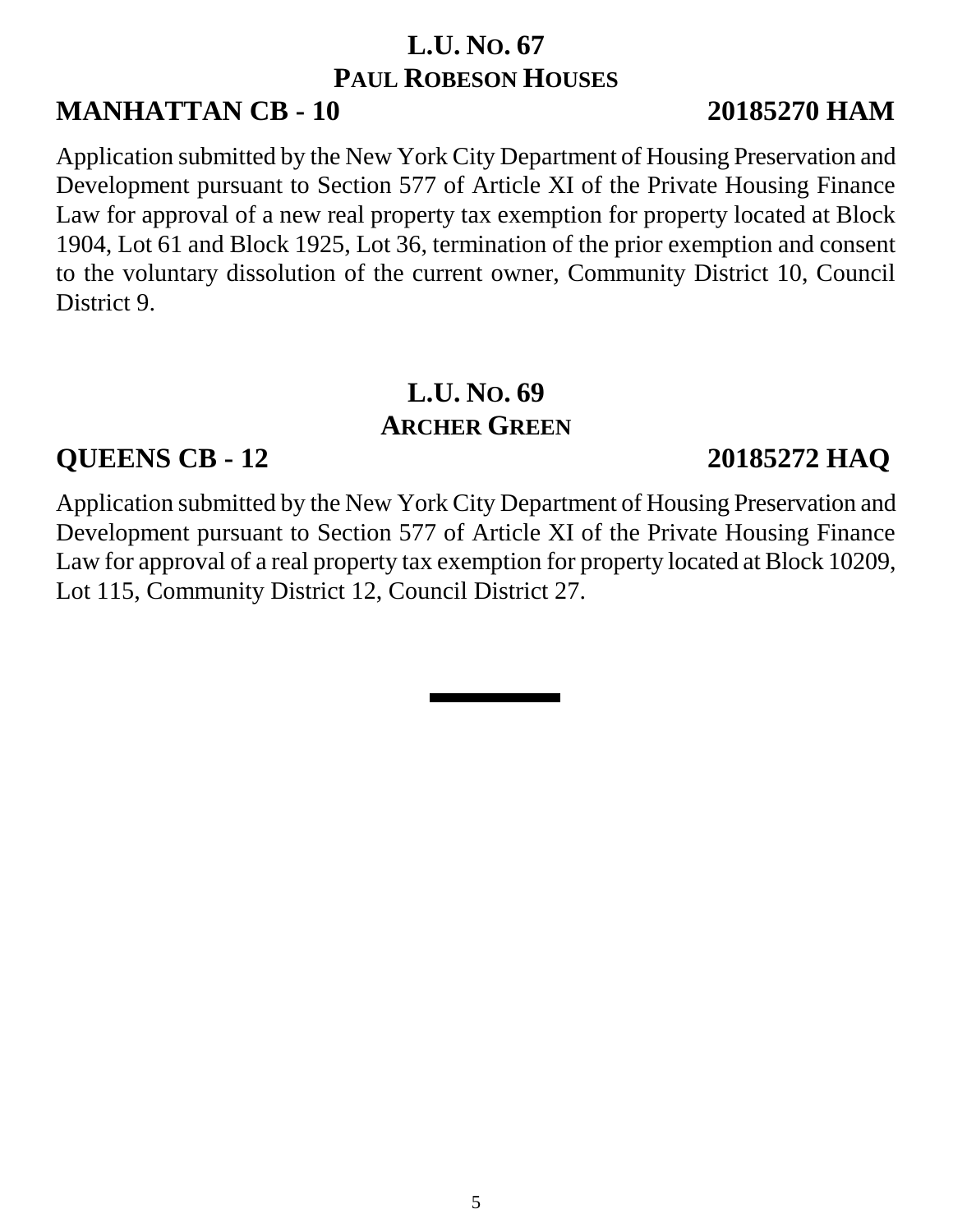## L.U. No. 67
## Paul Robeson Houses

**MANHATTAN CB - 10** **20185270 HAM**

Application submitted by the New York City Department of Housing Preservation and Development pursuant to Section 577 of Article XI of the Private Housing Finance Law for approval of a new real property tax exemption for property located at Block 1904, Lot 61 and Block 1925, Lot 36, termination of the prior exemption and consent to the voluntary dissolution of the current owner, Community District 10, Council District 9.

## L.U. No. 69
## Archer Green

**QUEENS CB - 12** **20185272 HAQ**

Application submitted by the New York City Department of Housing Preservation and Development pursuant to Section 577 of Article XI of the Private Housing Finance Law for approval of a real property tax exemption for property located at Block 10209, Lot 115, Community District 12, Council District 27.